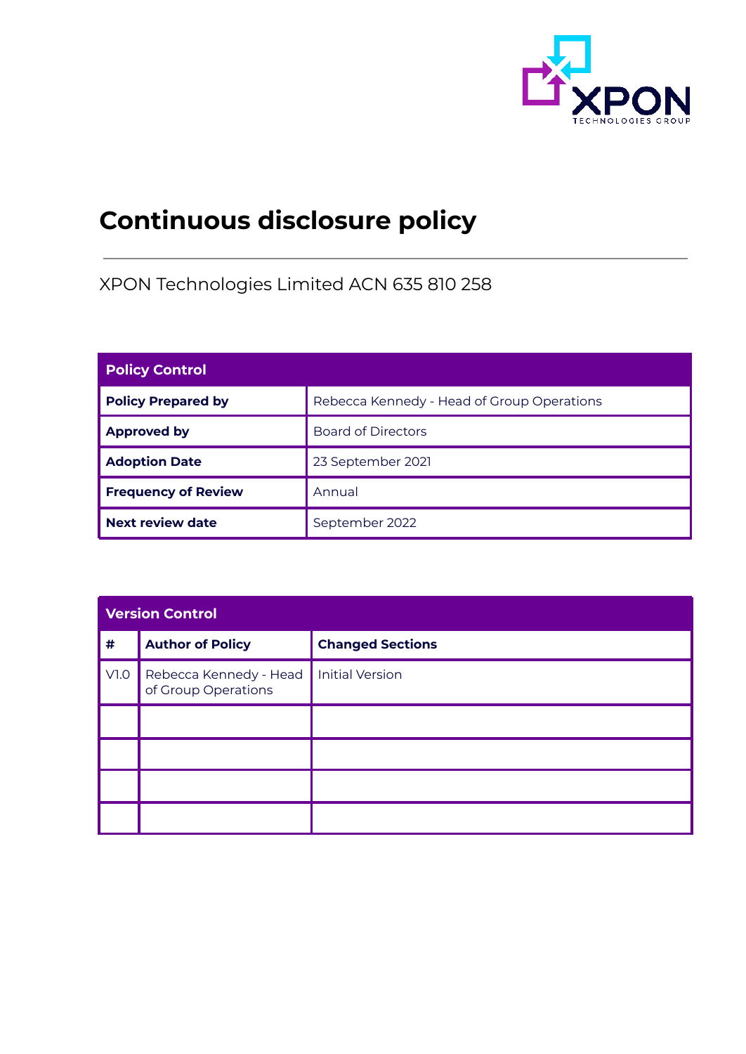# Continuous disclosure policy

XPON Technologies Limited ACN 635 810 258

| Policy Control | |
|---|---|
| **Policy Prepared by** | Rebecca Kennedy - Head of Group Operations |
| **Approved by** | Board of Directors |
| **Adoption Date** | 23 September 2021 |
| **Frequency of Review** | Annual |
| **Next review date** | September 2022 |

| Version Control | | |
|---|---|---|
| **#** | **Author of Policy** | **Changed Sections** |
| V1.0 | Rebecca Kennedy - Head of Group Operations | Initial Version |
| | | |
| | | |
| | | |
| | | |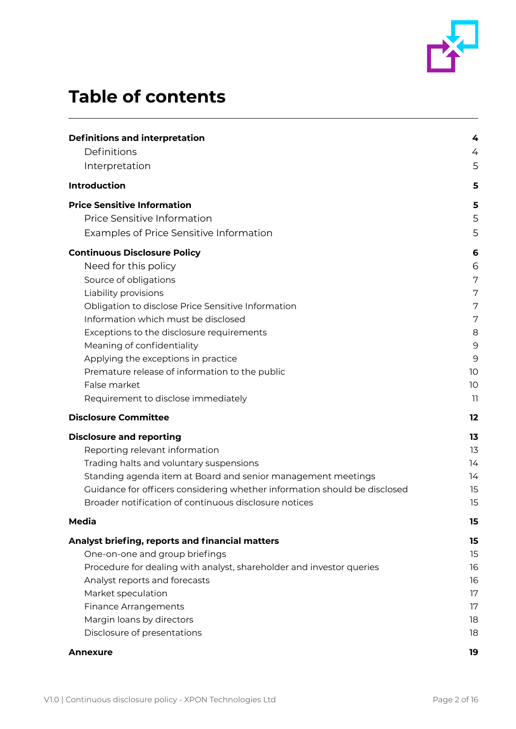# Table of contents

| | |
|---|---|
| **Definitions and interpretation** | **4** |
| Definitions | 4 |
| Interpretation | 5 |
| **Introduction** | **5** |
| **Price Sensitive Information** | **5** |
| Price Sensitive Information | 5 |
| Examples of Price Sensitive Information | 5 |
| **Continuous Disclosure Policy** | **6** |
| Need for this policy | 6 |
| Source of obligations | 7 |
| Liability provisions | 7 |
| Obligation to disclose Price Sensitive Information | 7 |
| Information which must be disclosed | 7 |
| Exceptions to the disclosure requirements | 8 |
| Meaning of confidentiality | 9 |
| Applying the exceptions in practice | 9 |
| Premature release of information to the public | 10 |
| False market | 10 |
| Requirement to disclose immediately | 11 |
| **Disclosure Committee** | **12** |
| **Disclosure and reporting** | **13** |
| Reporting relevant information | 13 |
| Trading halts and voluntary suspensions | 14 |
| Standing agenda item at Board and senior management meetings | 14 |
| Guidance for officers considering whether information should be disclosed | 15 |
| Broader notification of continuous disclosure notices | 15 |
| **Media** | **15** |
| **Analyst briefing, reports and financial matters** | **15** |
| One-on-one and group briefings | 15 |
| Procedure for dealing with analyst, shareholder and investor queries | 16 |
| Analyst reports and forecasts | 16 |
| Market speculation | 17 |
| Finance Arrangements | 17 |
| Margin loans by directors | 18 |
| Disclosure of presentations | 18 |
| **Annexure** | **19** |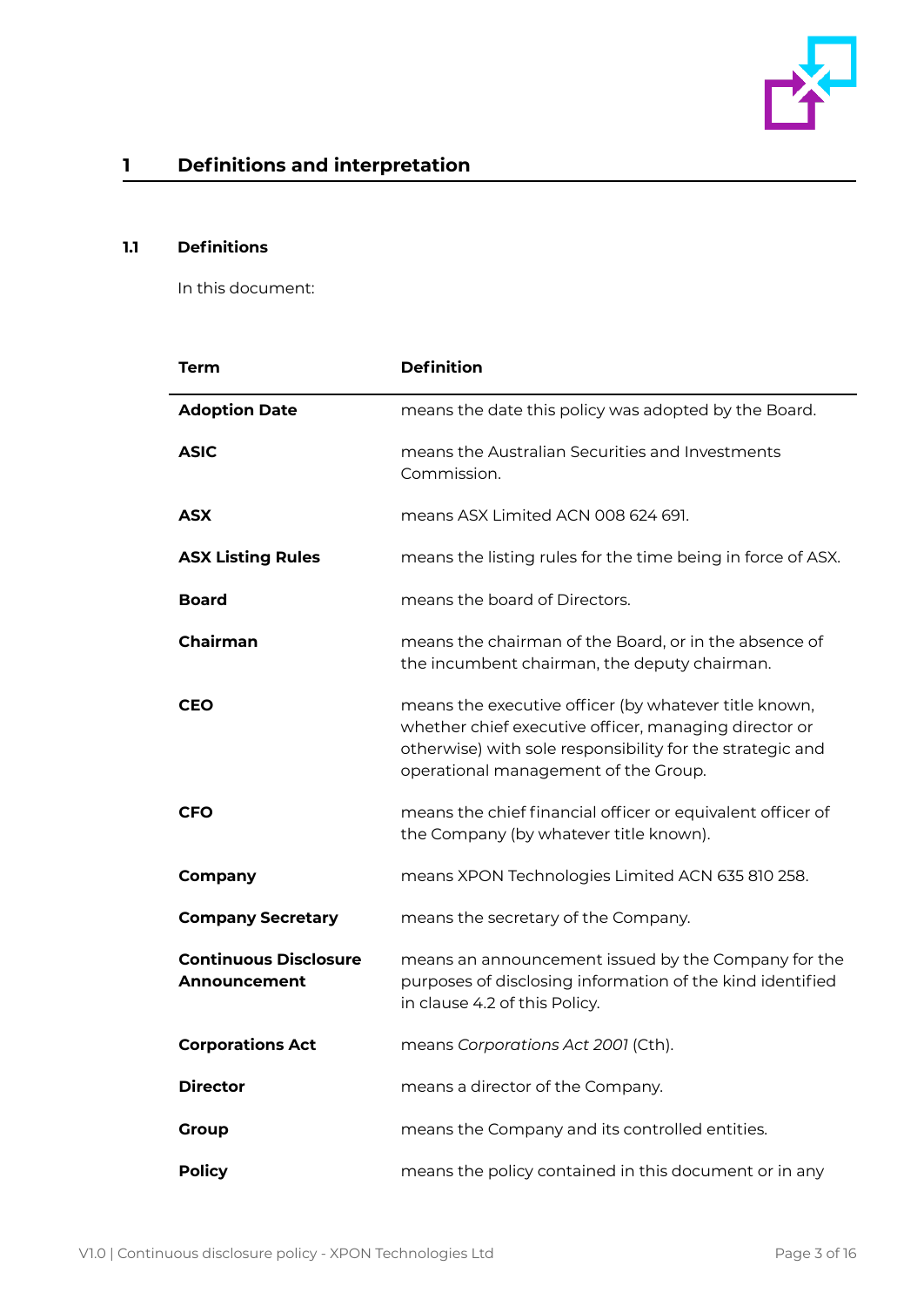# 1 Definitions and interpretation

## 1.1 Definitions

In this document:

| Term | Definition |
|---|---|
| **Adoption Date** | means the date this policy was adopted by the Board. |
| **ASIC** | means the Australian Securities and Investments Commission. |
| **ASX** | means ASX Limited ACN 008 624 691. |
| **ASX Listing Rules** | means the listing rules for the time being in force of ASX. |
| **Board** | means the board of Directors. |
| **Chairman** | means the chairman of the Board, or in the absence of the incumbent chairman, the deputy chairman. |
| **CEO** | means the executive officer (by whatever title known, whether chief executive officer, managing director or otherwise) with sole responsibility for the strategic and operational management of the Group. |
| **CFO** | means the chief financial officer or equivalent officer of the Company (by whatever title known). |
| **Company** | means XPON Technologies Limited ACN 635 810 258. |
| **Company Secretary** | means the secretary of the Company. |
| **Continuous Disclosure Announcement** | means an announcement issued by the Company for the purposes of disclosing information of the kind identified in clause 4.2 of this Policy. |
| **Corporations Act** | means *Corporations Act 2001* (Cth). |
| **Director** | means a director of the Company. |
| **Group** | means the Company and its controlled entities. |
| **Policy** | means the policy contained in this document or in any |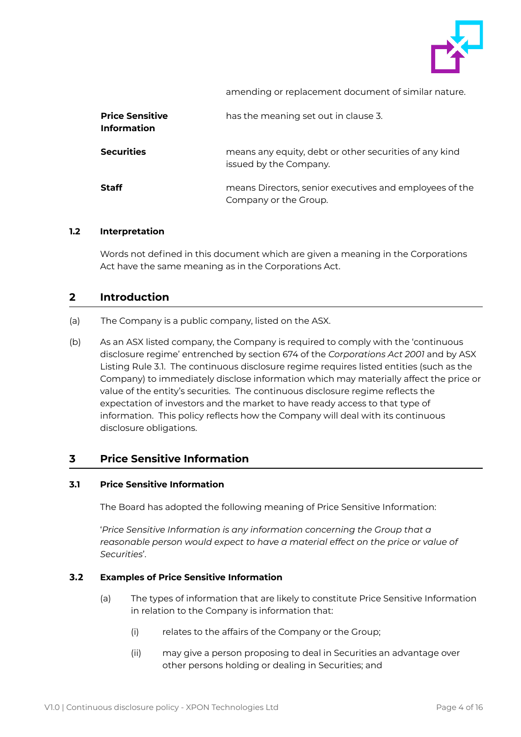| | |
|---|---|
| | amending or replacement document of similar nature. |
| **Price Sensitive Information** | has the meaning set out in clause 3. |
| **Securities** | means any equity, debt or other securities of any kind issued by the Company. |
| **Staff** | means Directors, senior executives and employees of the Company or the Group. |

### 1.2 Interpretation

Words not defined in this document which are given a meaning in the Corporations Act have the same meaning as in the Corporations Act.

## 2 Introduction

(a) The Company is a public company, listed on the ASX.

(b) As an ASX listed company, the Company is required to comply with the 'continuous disclosure regime' entrenched by section 674 of the *Corporations Act 2001* and by ASX Listing Rule 3.1. The continuous disclosure regime requires listed entities (such as the Company) to immediately disclose information which may materially affect the price or value of the entity's securities. The continuous disclosure regime reflects the expectation of investors and the market to have ready access to that type of information. This policy reflects how the Company will deal with its continuous disclosure obligations.

## 3 Price Sensitive Information

### 3.1 Price Sensitive Information

The Board has adopted the following meaning of Price Sensitive Information:

'*Price Sensitive Information is any information concerning the Group that a reasonable person would expect to have a material effect on the price or value of Securities*'.

### 3.2 Examples of Price Sensitive Information

(a) The types of information that are likely to constitute Price Sensitive Information in relation to the Company is information that:

(i) relates to the affairs of the Company or the Group;

(ii) may give a person proposing to deal in Securities an advantage over other persons holding or dealing in Securities; and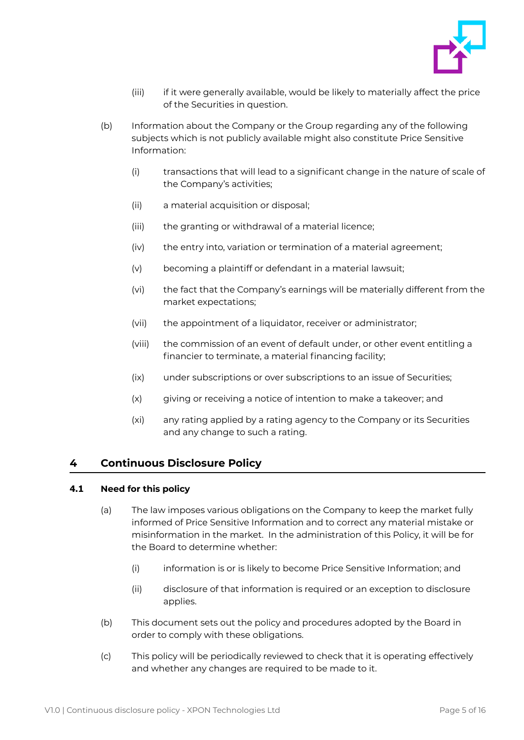(iii) if it were generally available, would be likely to materially affect the price of the Securities in question.

(b) Information about the Company or the Group regarding any of the following subjects which is not publicly available might also constitute Price Sensitive Information:

(i) transactions that will lead to a significant change in the nature of scale of the Company's activities;

(ii) a material acquisition or disposal;

(iii) the granting or withdrawal of a material licence;

(iv) the entry into, variation or termination of a material agreement;

(v) becoming a plaintiff or defendant in a material lawsuit;

(vi) the fact that the Company's earnings will be materially different from the market expectations;

(vii) the appointment of a liquidator, receiver or administrator;

(viii) the commission of an event of default under, or other event entitling a financier to terminate, a material financing facility;

(ix) under subscriptions or over subscriptions to an issue of Securities;

(x) giving or receiving a notice of intention to make a takeover; and

(xi) any rating applied by a rating agency to the Company or its Securities and any change to such a rating.

## 4 Continuous Disclosure Policy

### 4.1 Need for this policy

(a) The law imposes various obligations on the Company to keep the market fully informed of Price Sensitive Information and to correct any material mistake or misinformation in the market. In the administration of this Policy, it will be for the Board to determine whether:

(i) information is or is likely to become Price Sensitive Information; and

(ii) disclosure of that information is required or an exception to disclosure applies.

(b) This document sets out the policy and procedures adopted by the Board in order to comply with these obligations.

(c) This policy will be periodically reviewed to check that it is operating effectively and whether any changes are required to be made to it.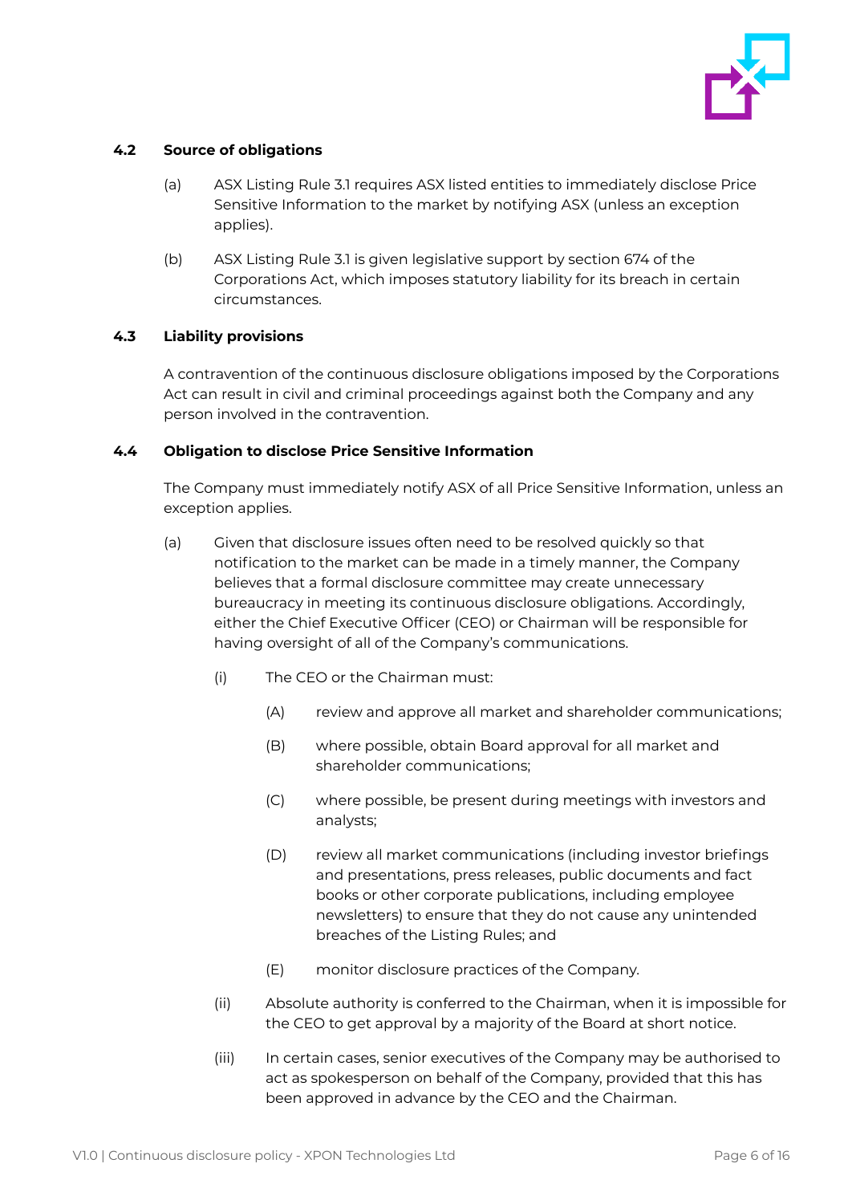### 4.2 Source of obligations

(a) ASX Listing Rule 3.1 requires ASX listed entities to immediately disclose Price Sensitive Information to the market by notifying ASX (unless an exception applies).

(b) ASX Listing Rule 3.1 is given legislative support by section 674 of the Corporations Act, which imposes statutory liability for its breach in certain circumstances.

### 4.3 Liability provisions

A contravention of the continuous disclosure obligations imposed by the Corporations Act can result in civil and criminal proceedings against both the Company and any person involved in the contravention.

### 4.4 Obligation to disclose Price Sensitive Information

The Company must immediately notify ASX of all Price Sensitive Information, unless an exception applies.

(a) Given that disclosure issues often need to be resolved quickly so that notification to the market can be made in a timely manner, the Company believes that a formal disclosure committee may create unnecessary bureaucracy in meeting its continuous disclosure obligations. Accordingly, either the Chief Executive Officer (CEO) or Chairman will be responsible for having oversight of all of the Company's communications.

  (i) The CEO or the Chairman must:

    (A) review and approve all market and shareholder communications;

    (B) where possible, obtain Board approval for all market and shareholder communications;

    (C) where possible, be present during meetings with investors and analysts;

    (D) review all market communications (including investor briefings and presentations, press releases, public documents and fact books or other corporate publications, including employee newsletters) to ensure that they do not cause any unintended breaches of the Listing Rules; and

    (E) monitor disclosure practices of the Company.

  (ii) Absolute authority is conferred to the Chairman, when it is impossible for the CEO to get approval by a majority of the Board at short notice.

  (iii) In certain cases, senior executives of the Company may be authorised to act as spokesperson on behalf of the Company, provided that this has been approved in advance by the CEO and the Chairman.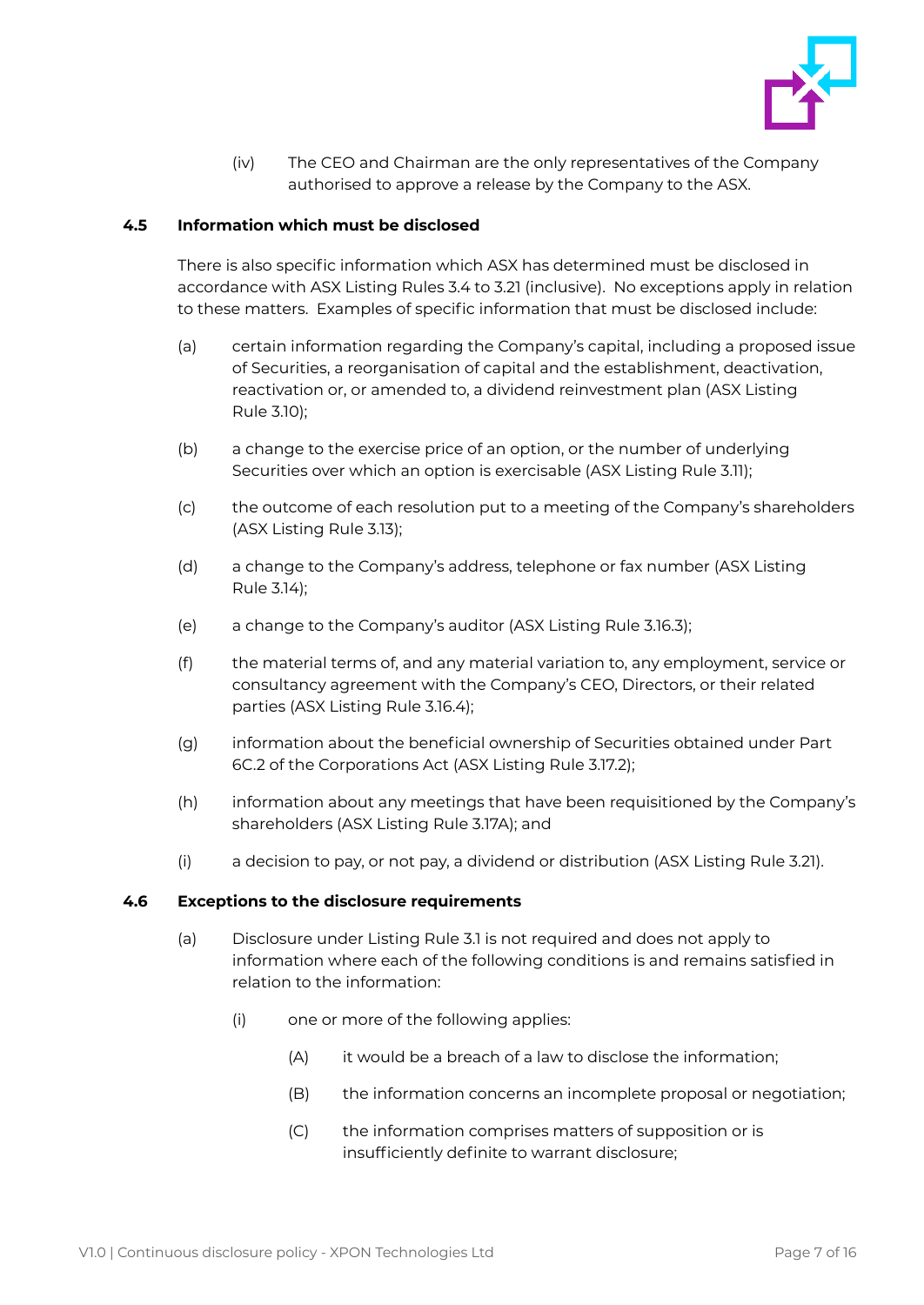(iv) The CEO and Chairman are the only representatives of the Company authorised to approve a release by the Company to the ASX.

### 4.5 Information which must be disclosed

There is also specific information which ASX has determined must be disclosed in accordance with ASX Listing Rules 3.4 to 3.21 (inclusive). No exceptions apply in relation to these matters. Examples of specific information that must be disclosed include:

(a) certain information regarding the Company's capital, including a proposed issue of Securities, a reorganisation of capital and the establishment, deactivation, reactivation or, or amended to, a dividend reinvestment plan (ASX Listing Rule 3.10);

(b) a change to the exercise price of an option, or the number of underlying Securities over which an option is exercisable (ASX Listing Rule 3.11);

(c) the outcome of each resolution put to a meeting of the Company's shareholders (ASX Listing Rule 3.13);

(d) a change to the Company's address, telephone or fax number (ASX Listing Rule 3.14);

(e) a change to the Company's auditor (ASX Listing Rule 3.16.3);

(f) the material terms of, and any material variation to, any employment, service or consultancy agreement with the Company's CEO, Directors, or their related parties (ASX Listing Rule 3.16.4);

(g) information about the beneficial ownership of Securities obtained under Part 6C.2 of the Corporations Act (ASX Listing Rule 3.17.2);

(h) information about any meetings that have been requisitioned by the Company's shareholders (ASX Listing Rule 3.17A); and

(i) a decision to pay, or not pay, a dividend or distribution (ASX Listing Rule 3.21).

### 4.6 Exceptions to the disclosure requirements

(a) Disclosure under Listing Rule 3.1 is not required and does not apply to information where each of the following conditions is and remains satisfied in relation to the information:

  (i) one or more of the following applies:

    (A) it would be a breach of a law to disclose the information;

    (B) the information concerns an incomplete proposal or negotiation;

    (C) the information comprises matters of supposition or is insufficiently definite to warrant disclosure;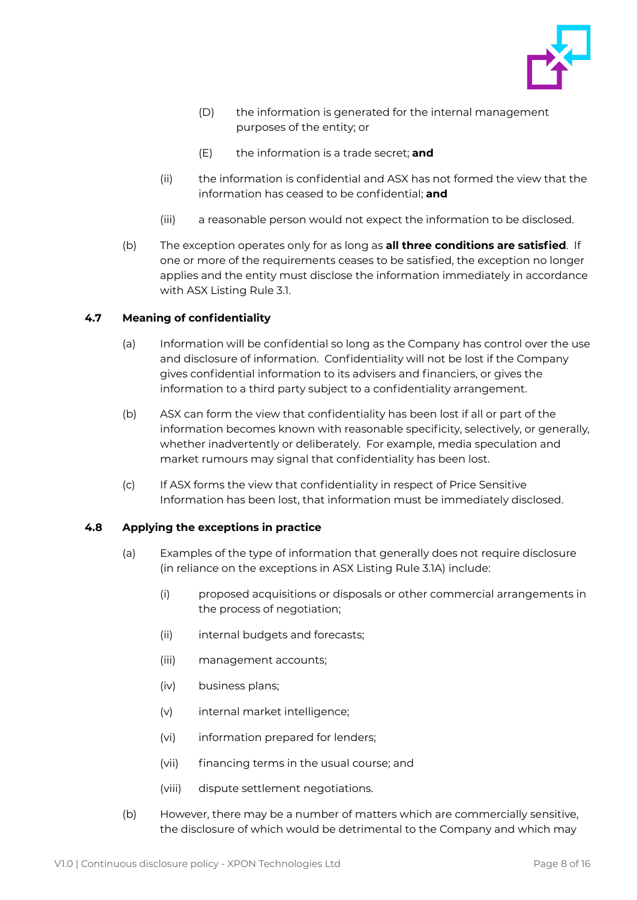(D) the information is generated for the internal management purposes of the entity; or

(E) the information is a trade secret; **and**

(ii) the information is confidential and ASX has not formed the view that the information has ceased to be confidential; **and**

(iii) a reasonable person would not expect the information to be disclosed.

(b) The exception operates only for as long as **all three conditions are satisfied**. If one or more of the requirements ceases to be satisfied, the exception no longer applies and the entity must disclose the information immediately in accordance with ASX Listing Rule 3.1.

### 4.7 Meaning of confidentiality

(a) Information will be confidential so long as the Company has control over the use and disclosure of information. Confidentiality will not be lost if the Company gives confidential information to its advisers and financiers, or gives the information to a third party subject to a confidentiality arrangement.

(b) ASX can form the view that confidentiality has been lost if all or part of the information becomes known with reasonable specificity, selectively, or generally, whether inadvertently or deliberately. For example, media speculation and market rumours may signal that confidentiality has been lost.

(c) If ASX forms the view that confidentiality in respect of Price Sensitive Information has been lost, that information must be immediately disclosed.

### 4.8 Applying the exceptions in practice

(a) Examples of the type of information that generally does not require disclosure (in reliance on the exceptions in ASX Listing Rule 3.1A) include:

(i) proposed acquisitions or disposals or other commercial arrangements in the process of negotiation;

(ii) internal budgets and forecasts;

(iii) management accounts;

(iv) business plans;

(v) internal market intelligence;

(vi) information prepared for lenders;

(vii) financing terms in the usual course; and

(viii) dispute settlement negotiations.

(b) However, there may be a number of matters which are commercially sensitive, the disclosure of which would be detrimental to the Company and which may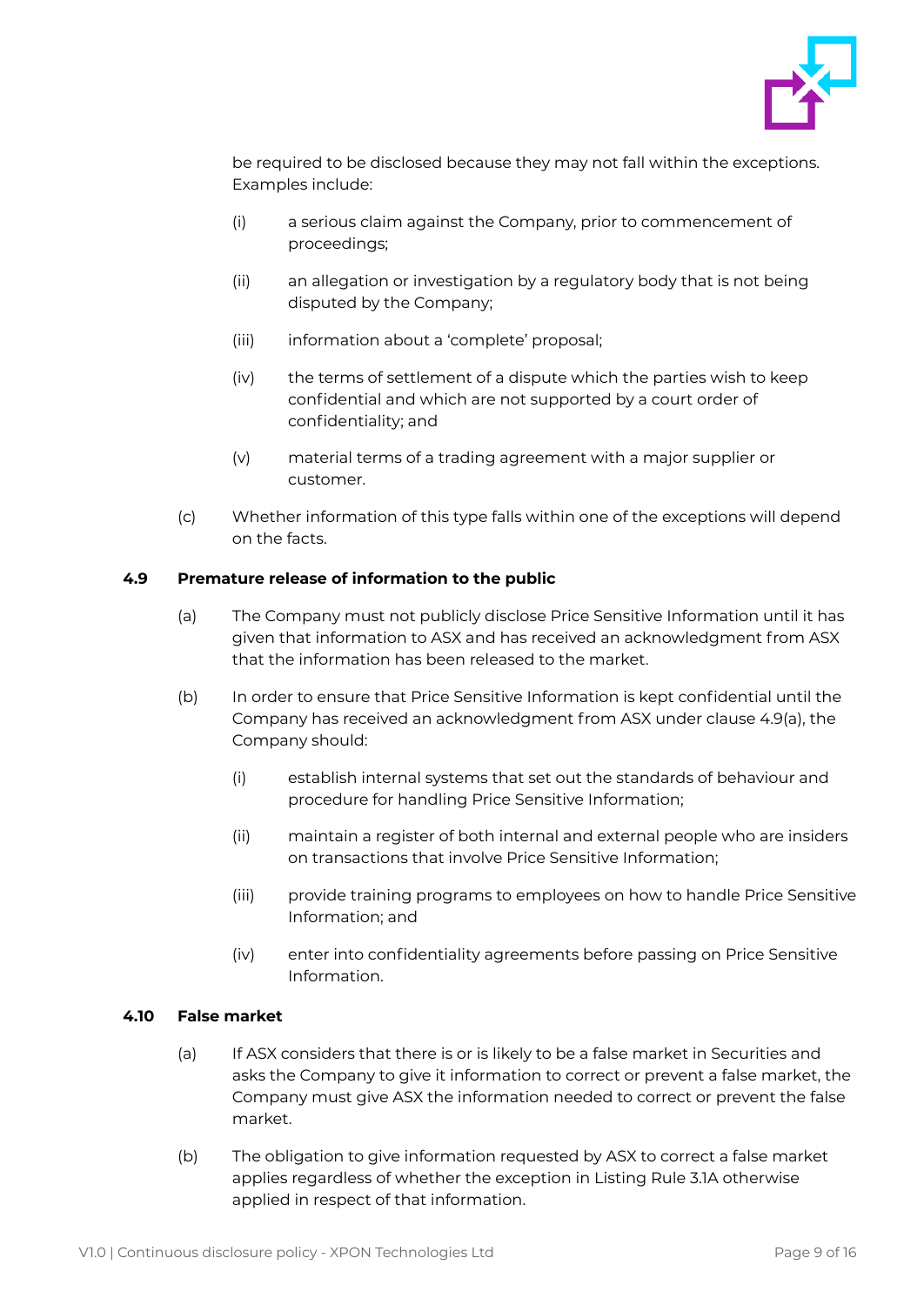be required to be disclosed because they may not fall within the exceptions. Examples include:

(i) a serious claim against the Company, prior to commencement of proceedings;

(ii) an allegation or investigation by a regulatory body that is not being disputed by the Company;

(iii) information about a 'complete' proposal;

(iv) the terms of settlement of a dispute which the parties wish to keep confidential and which are not supported by a court order of confidentiality; and

(v) material terms of a trading agreement with a major supplier or customer.

(c) Whether information of this type falls within one of the exceptions will depend on the facts.

### 4.9 Premature release of information to the public

(a) The Company must not publicly disclose Price Sensitive Information until it has given that information to ASX and has received an acknowledgment from ASX that the information has been released to the market.

(b) In order to ensure that Price Sensitive Information is kept confidential until the Company has received an acknowledgment from ASX under clause 4.9(a), the Company should:

(i) establish internal systems that set out the standards of behaviour and procedure for handling Price Sensitive Information;

(ii) maintain a register of both internal and external people who are insiders on transactions that involve Price Sensitive Information;

(iii) provide training programs to employees on how to handle Price Sensitive Information; and

(iv) enter into confidentiality agreements before passing on Price Sensitive Information.

### 4.10 False market

(a) If ASX considers that there is or is likely to be a false market in Securities and asks the Company to give it information to correct or prevent a false market, the Company must give ASX the information needed to correct or prevent the false market.

(b) The obligation to give information requested by ASX to correct a false market applies regardless of whether the exception in Listing Rule 3.1A otherwise applied in respect of that information.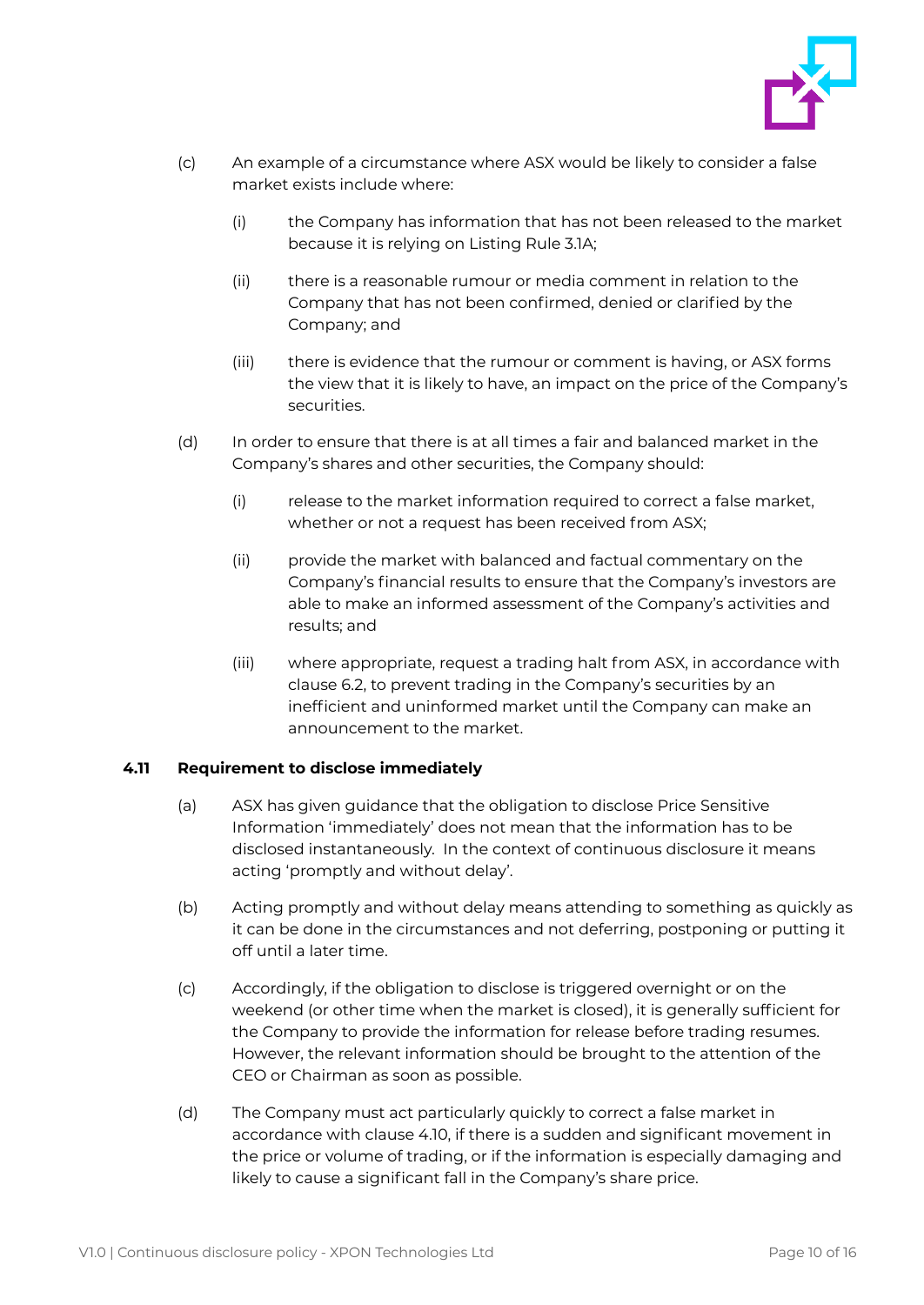(c) An example of a circumstance where ASX would be likely to consider a false market exists include where:

  (i) the Company has information that has not been released to the market because it is relying on Listing Rule 3.1A;

  (ii) there is a reasonable rumour or media comment in relation to the Company that has not been confirmed, denied or clarified by the Company; and

  (iii) there is evidence that the rumour or comment is having, or ASX forms the view that it is likely to have, an impact on the price of the Company's securities.

(d) In order to ensure that there is at all times a fair and balanced market in the Company's shares and other securities, the Company should:

  (i) release to the market information required to correct a false market, whether or not a request has been received from ASX;

  (ii) provide the market with balanced and factual commentary on the Company's financial results to ensure that the Company's investors are able to make an informed assessment of the Company's activities and results; and

  (iii) where appropriate, request a trading halt from ASX, in accordance with clause 6.2, to prevent trading in the Company's securities by an inefficient and uninformed market until the Company can make an announcement to the market.

### 4.11 Requirement to disclose immediately

(a) ASX has given guidance that the obligation to disclose Price Sensitive Information 'immediately' does not mean that the information has to be disclosed instantaneously. In the context of continuous disclosure it means acting 'promptly and without delay'.

(b) Acting promptly and without delay means attending to something as quickly as it can be done in the circumstances and not deferring, postponing or putting it off until a later time.

(c) Accordingly, if the obligation to disclose is triggered overnight or on the weekend (or other time when the market is closed), it is generally sufficient for the Company to provide the information for release before trading resumes. However, the relevant information should be brought to the attention of the CEO or Chairman as soon as possible.

(d) The Company must act particularly quickly to correct a false market in accordance with clause 4.10, if there is a sudden and significant movement in the price or volume of trading, or if the information is especially damaging and likely to cause a significant fall in the Company's share price.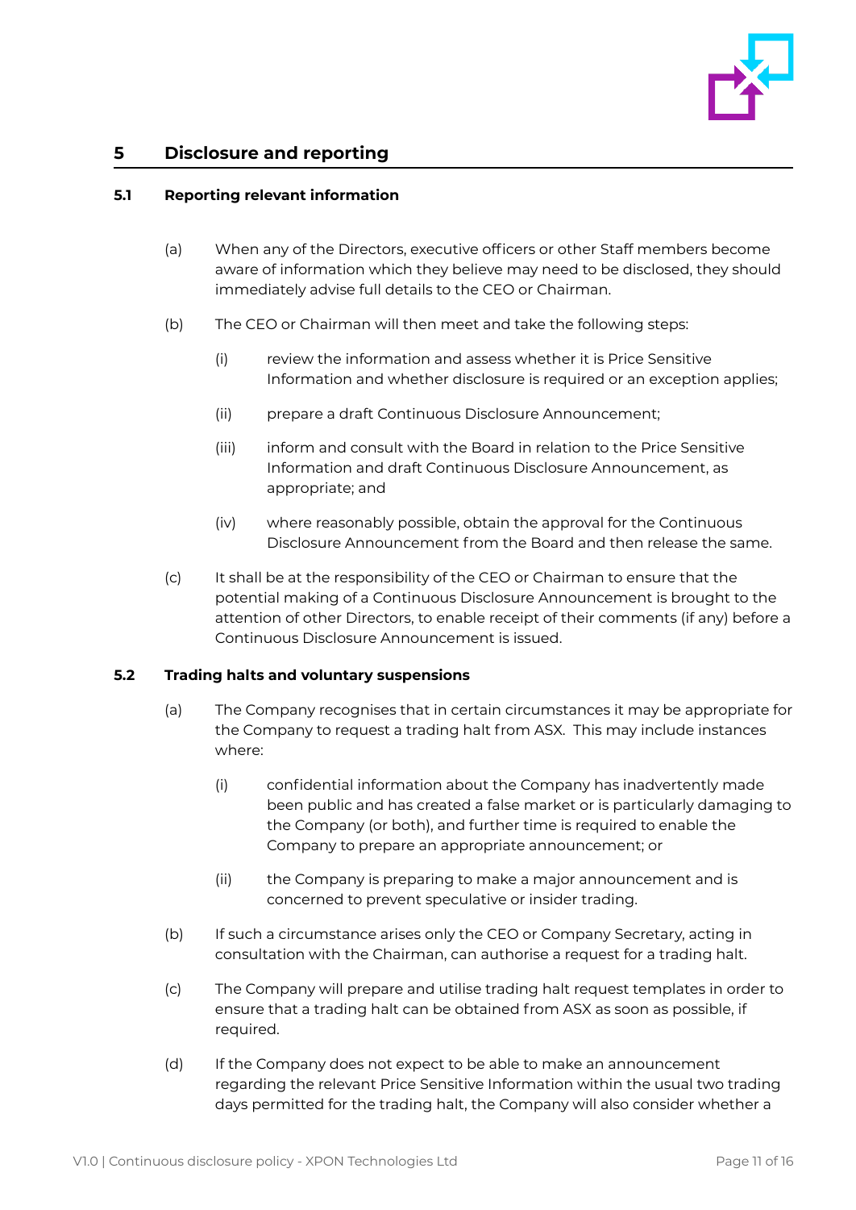# 5 Disclosure and reporting

## 5.1 Reporting relevant information

(a) When any of the Directors, executive officers or other Staff members become aware of information which they believe may need to be disclosed, they should immediately advise full details to the CEO or Chairman.

(b) The CEO or Chairman will then meet and take the following steps:

(i) review the information and assess whether it is Price Sensitive Information and whether disclosure is required or an exception applies;

(ii) prepare a draft Continuous Disclosure Announcement;

(iii) inform and consult with the Board in relation to the Price Sensitive Information and draft Continuous Disclosure Announcement, as appropriate; and

(iv) where reasonably possible, obtain the approval for the Continuous Disclosure Announcement from the Board and then release the same.

(c) It shall be at the responsibility of the CEO or Chairman to ensure that the potential making of a Continuous Disclosure Announcement is brought to the attention of other Directors, to enable receipt of their comments (if any) before a Continuous Disclosure Announcement is issued.

## 5.2 Trading halts and voluntary suspensions

(a) The Company recognises that in certain circumstances it may be appropriate for the Company to request a trading halt from ASX. This may include instances where:

(i) confidential information about the Company has inadvertently made been public and has created a false market or is particularly damaging to the Company (or both), and further time is required to enable the Company to prepare an appropriate announcement; or

(ii) the Company is preparing to make a major announcement and is concerned to prevent speculative or insider trading.

(b) If such a circumstance arises only the CEO or Company Secretary, acting in consultation with the Chairman, can authorise a request for a trading halt.

(c) The Company will prepare and utilise trading halt request templates in order to ensure that a trading halt can be obtained from ASX as soon as possible, if required.

(d) If the Company does not expect to be able to make an announcement regarding the relevant Price Sensitive Information within the usual two trading days permitted for the trading halt, the Company will also consider whether a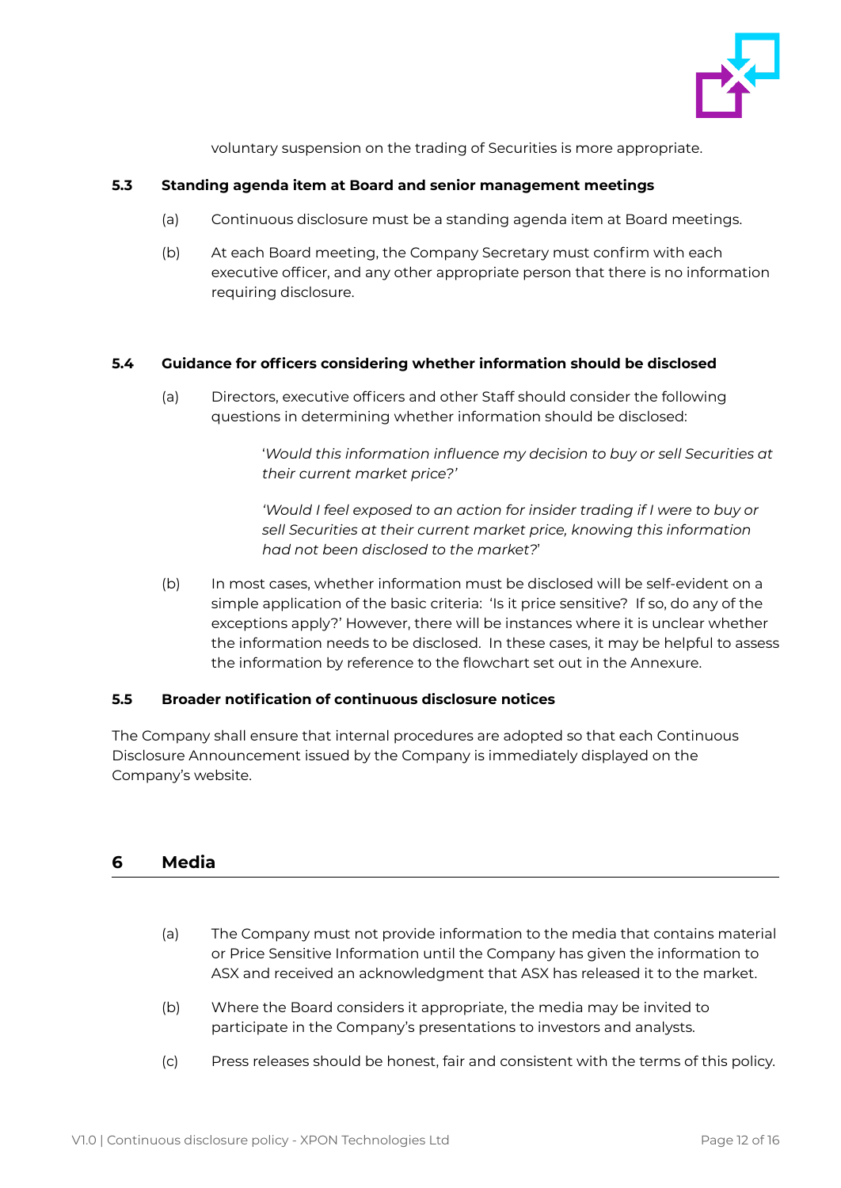voluntary suspension on the trading of Securities is more appropriate.

### 5.3 Standing agenda item at Board and senior management meetings

(a) Continuous disclosure must be a standing agenda item at Board meetings.

(b) At each Board meeting, the Company Secretary must confirm with each executive officer, and any other appropriate person that there is no information requiring disclosure.

### 5.4 Guidance for officers considering whether information should be disclosed

(a) Directors, executive officers and other Staff should consider the following questions in determining whether information should be disclosed:

> '*Would this information influence my decision to buy or sell Securities at their current market price?'*
>
> *'Would I feel exposed to an action for insider trading if I were to buy or sell Securities at their current market price, knowing this information had not been disclosed to the market?*'

(b) In most cases, whether information must be disclosed will be self-evident on a simple application of the basic criteria: 'Is it price sensitive? If so, do any of the exceptions apply?' However, there will be instances where it is unclear whether the information needs to be disclosed. In these cases, it may be helpful to assess the information by reference to the flowchart set out in the Annexure.

### 5.5 Broader notification of continuous disclosure notices

The Company shall ensure that internal procedures are adopted so that each Continuous Disclosure Announcement issued by the Company is immediately displayed on the Company's website.

## 6 Media

(a) The Company must not provide information to the media that contains material or Price Sensitive Information until the Company has given the information to ASX and received an acknowledgment that ASX has released it to the market.

(b) Where the Board considers it appropriate, the media may be invited to participate in the Company's presentations to investors and analysts.

(c) Press releases should be honest, fair and consistent with the terms of this policy.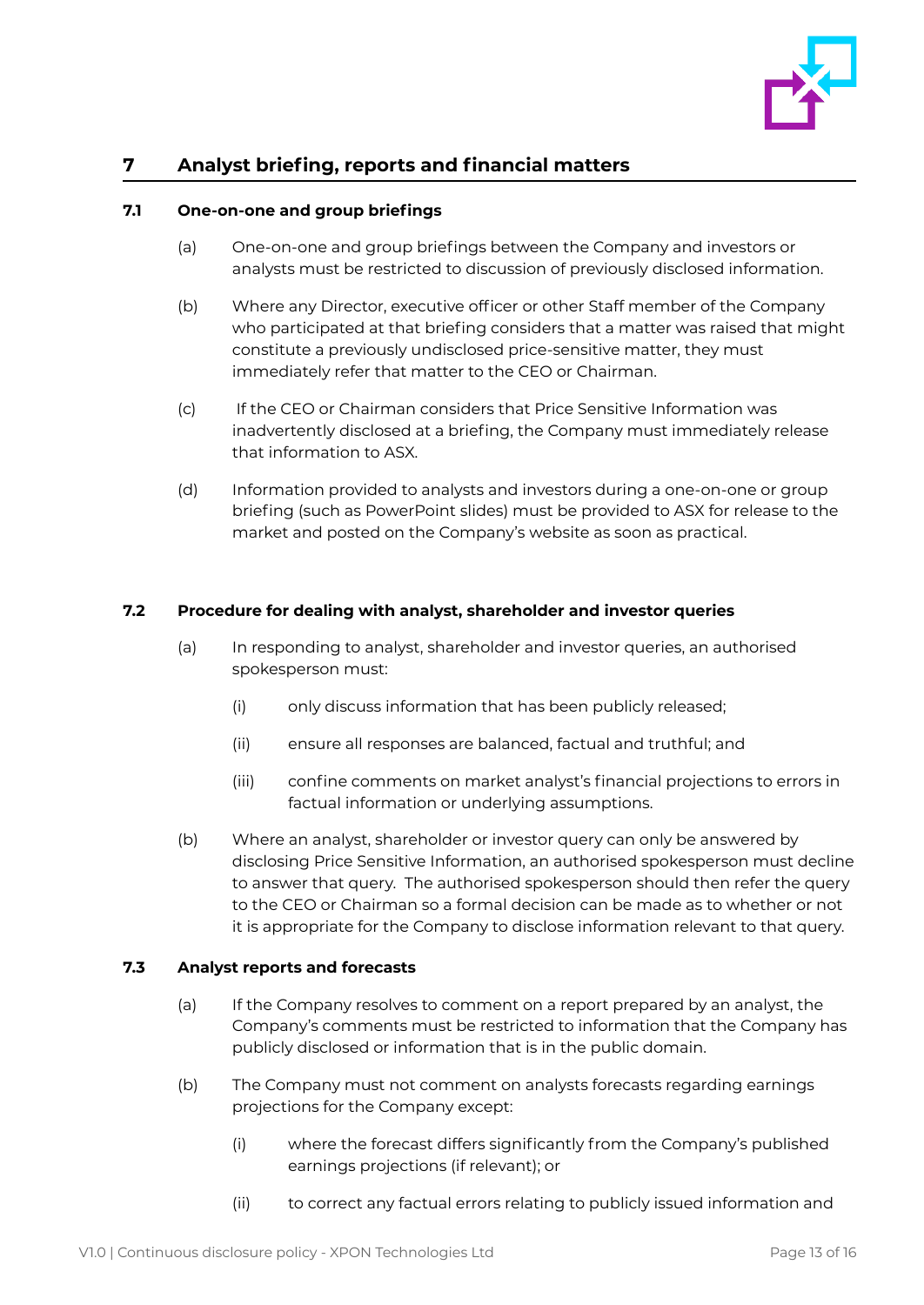## 7 Analyst briefing, reports and financial matters

### 7.1 One-on-one and group briefings

(a) One-on-one and group briefings between the Company and investors or analysts must be restricted to discussion of previously disclosed information.

(b) Where any Director, executive officer or other Staff member of the Company who participated at that briefing considers that a matter was raised that might constitute a previously undisclosed price-sensitive matter, they must immediately refer that matter to the CEO or Chairman.

(c) If the CEO or Chairman considers that Price Sensitive Information was inadvertently disclosed at a briefing, the Company must immediately release that information to ASX.

(d) Information provided to analysts and investors during a one-on-one or group briefing (such as PowerPoint slides) must be provided to ASX for release to the market and posted on the Company's website as soon as practical.

### 7.2 Procedure for dealing with analyst, shareholder and investor queries

(a) In responding to analyst, shareholder and investor queries, an authorised spokesperson must:

(i) only discuss information that has been publicly released;

(ii) ensure all responses are balanced, factual and truthful; and

(iii) confine comments on market analyst's financial projections to errors in factual information or underlying assumptions.

(b) Where an analyst, shareholder or investor query can only be answered by disclosing Price Sensitive Information, an authorised spokesperson must decline to answer that query. The authorised spokesperson should then refer the query to the CEO or Chairman so a formal decision can be made as to whether or not it is appropriate for the Company to disclose information relevant to that query.

### 7.3 Analyst reports and forecasts

(a) If the Company resolves to comment on a report prepared by an analyst, the Company's comments must be restricted to information that the Company has publicly disclosed or information that is in the public domain.

(b) The Company must not comment on analysts forecasts regarding earnings projections for the Company except:

(i) where the forecast differs significantly from the Company's published earnings projections (if relevant); or

(ii) to correct any factual errors relating to publicly issued information and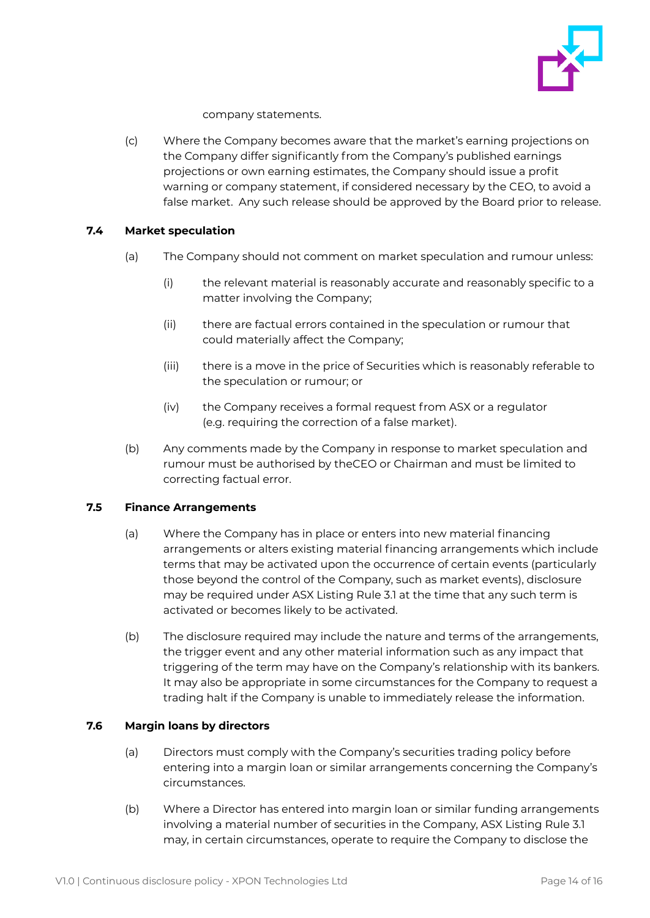company statements.

(c) Where the Company becomes aware that the market's earning projections on the Company differ significantly from the Company's published earnings projections or own earning estimates, the Company should issue a profit warning or company statement, if considered necessary by the CEO, to avoid a false market. Any such release should be approved by the Board prior to release.

### 7.4 Market speculation

(a) The Company should not comment on market speculation and rumour unless:

   (i) the relevant material is reasonably accurate and reasonably specific to a matter involving the Company;

   (ii) there are factual errors contained in the speculation or rumour that could materially affect the Company;

   (iii) there is a move in the price of Securities which is reasonably referable to the speculation or rumour; or

   (iv) the Company receives a formal request from ASX or a regulator (e.g. requiring the correction of a false market).

(b) Any comments made by the Company in response to market speculation and rumour must be authorised by theCEO or Chairman and must be limited to correcting factual error.

### 7.5 Finance Arrangements

(a) Where the Company has in place or enters into new material financing arrangements or alters existing material financing arrangements which include terms that may be activated upon the occurrence of certain events (particularly those beyond the control of the Company, such as market events), disclosure may be required under ASX Listing Rule 3.1 at the time that any such term is activated or becomes likely to be activated.

(b) The disclosure required may include the nature and terms of the arrangements, the trigger event and any other material information such as any impact that triggering of the term may have on the Company's relationship with its bankers. It may also be appropriate in some circumstances for the Company to request a trading halt if the Company is unable to immediately release the information.

### 7.6 Margin loans by directors

(a) Directors must comply with the Company's securities trading policy before entering into a margin loan or similar arrangements concerning the Company's circumstances.

(b) Where a Director has entered into margin loan or similar funding arrangements involving a material number of securities in the Company, ASX Listing Rule 3.1 may, in certain circumstances, operate to require the Company to disclose the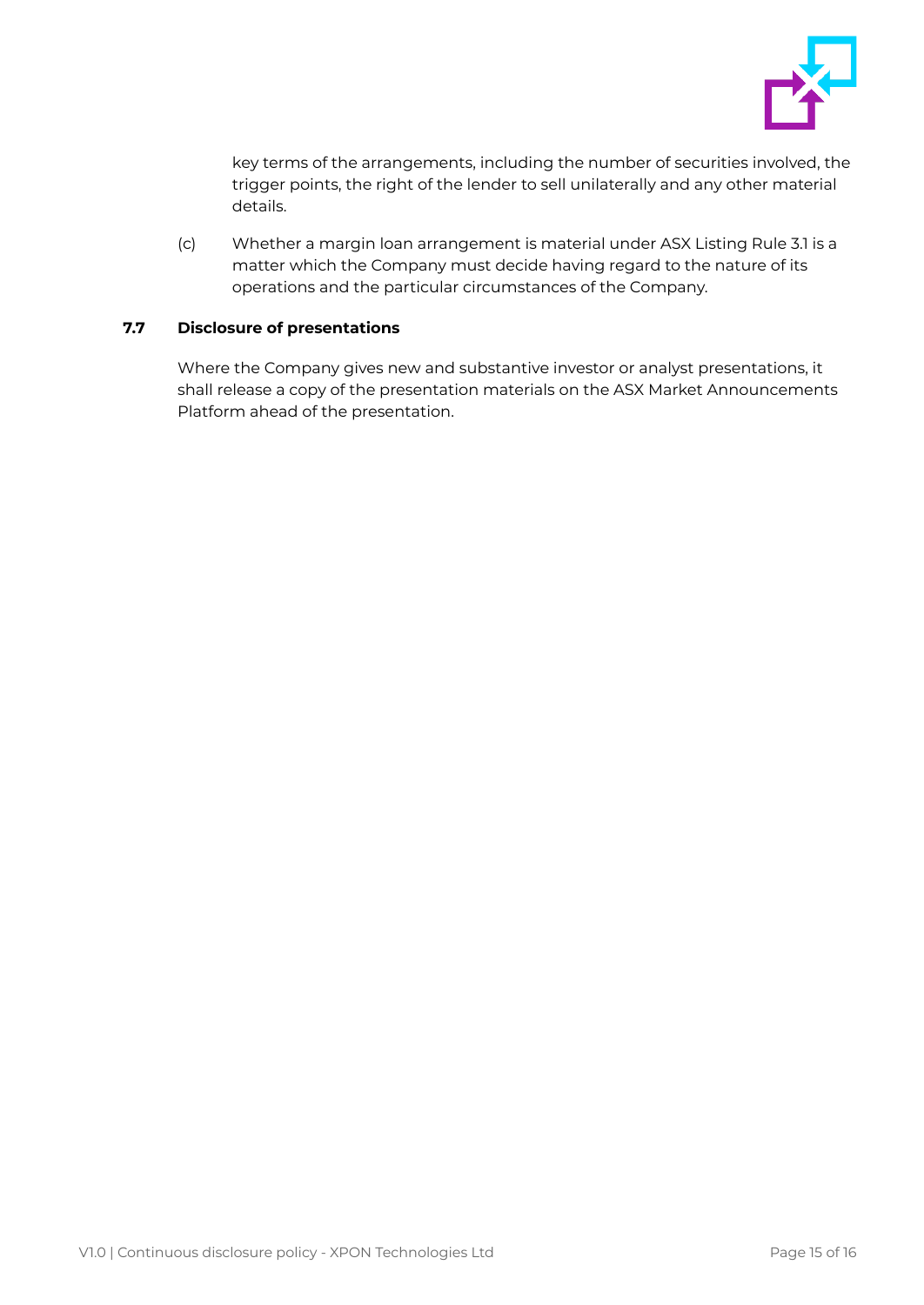key terms of the arrangements, including the number of securities involved, the trigger points, the right of the lender to sell unilaterally and any other material details.

(c) Whether a margin loan arrangement is material under ASX Listing Rule 3.1 is a matter which the Company must decide having regard to the nature of its operations and the particular circumstances of the Company.

### 7.7 Disclosure of presentations

Where the Company gives new and substantive investor or analyst presentations, it shall release a copy of the presentation materials on the ASX Market Announcements Platform ahead of the presentation.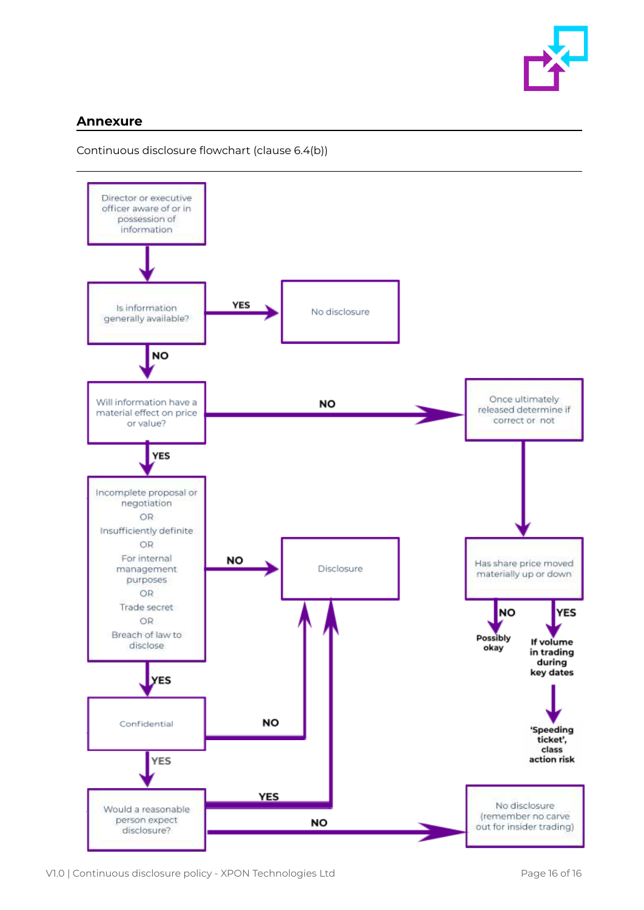## Annexure

Continuous disclosure flowchart (clause 6.4(b))

Director or executive officer aware of or in possession of information

Is information generally available?

YES

No disclosure

NO

Will information have a material effect on price or value?

NO

Once ultimately released determine if correct or not

YES

Incomplete proposal or negotiation
OR
Insufficiently definite
OR
For internal management purposes
OR
Trade secret
OR
Breach of law to disclose

NO

Disclosure

Has share price moved materially up or down

NO

Possibly okay

YES

If volume in trading during key dates

'Speeding ticket', class action risk

YES

Confidential

NO

YES

Would a reasonable person expect disclosure?

YES

NO

No disclosure (remember no carve out for insider trading)